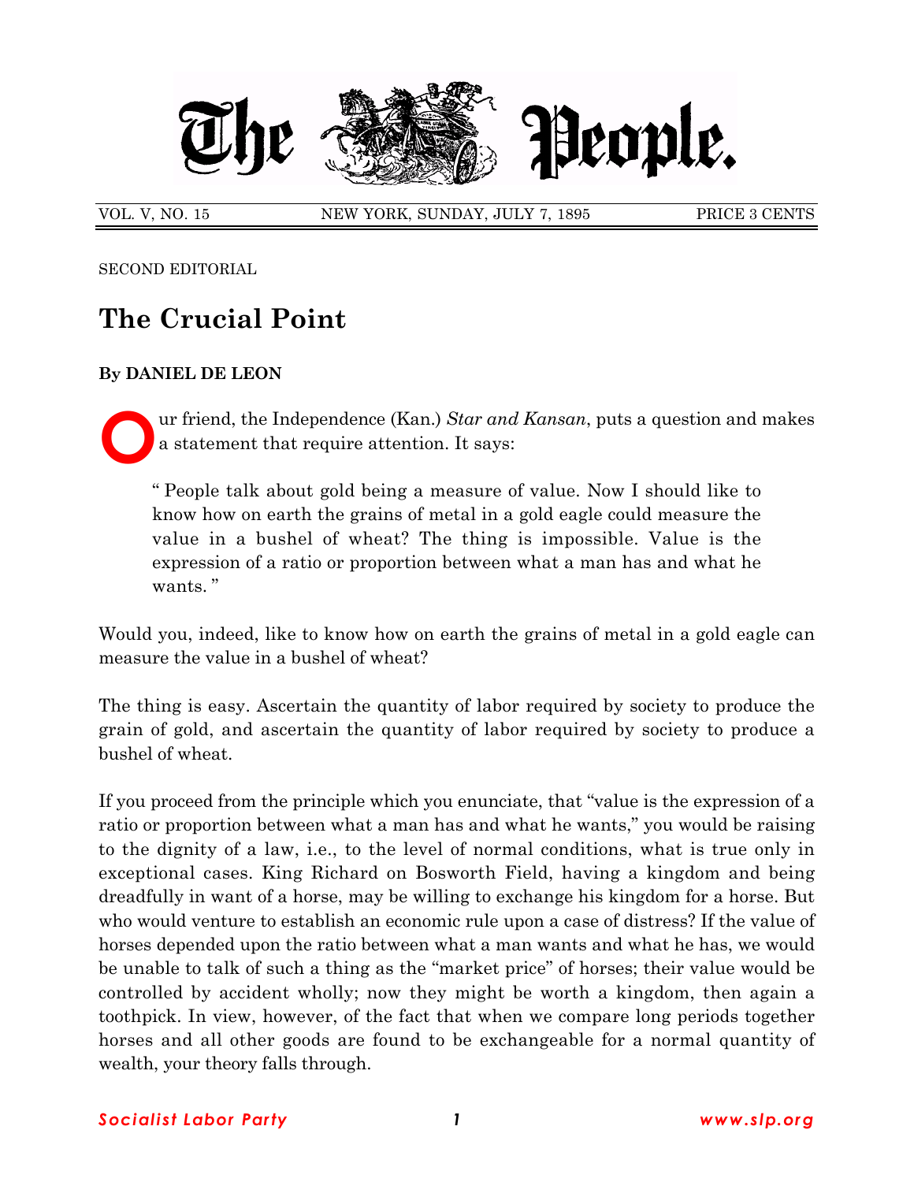# The People.

VOL. V, NO. 15 NEW YORK, SUNDAY, JULY 7, 1895 PRICE 3 CENTS

SECOND EDITORIAL

## The Crucial Point

**By DANIEL DE LEON**

Our friend, the Independence (Kan.) *Star and Kansan*, puts a question and makes a statement that require attention. It says:

> " People talk about gold being a measure of value. Now I should like to know how on earth the grains of metal in a gold eagle could measure the value in a bushel of wheat? The thing is impossible. Value is the expression of a ratio or proportion between what a man has and what he wants. "

Would you, indeed, like to know how on earth the grains of metal in a gold eagle can measure the value in a bushel of wheat?

The thing is easy. Ascertain the quantity of labor required by society to produce the grain of gold, and ascertain the quantity of labor required by society to produce a bushel of wheat.

If you proceed from the principle which you enunciate, that "value is the expression of a ratio or proportion between what a man has and what he wants," you would be raising to the dignity of a law, i.e., to the level of normal conditions, what is true only in exceptional cases. King Richard on Bosworth Field, having a kingdom and being dreadfully in want of a horse, may be willing to exchange his kingdom for a horse. But who would venture to establish an economic rule upon a case of distress? If the value of horses depended upon the ratio between what a man wants and what he has, we would be unable to talk of such a thing as the "market price" of horses; their value would be controlled by accident wholly; now they might be worth a kingdom, then again a toothpick. In view, however, of the fact that when we compare long periods together horses and all other goods are found to be exchangeable for a normal quantity of wealth, your theory falls through.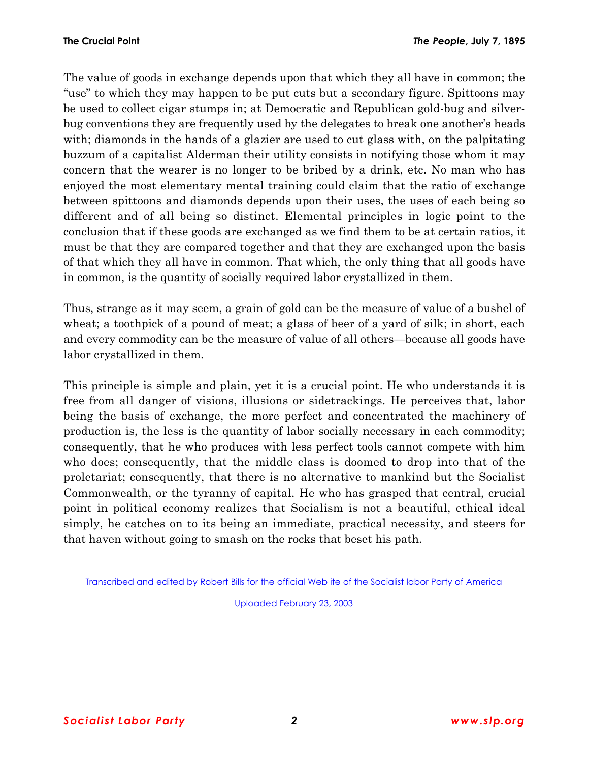The value of goods in exchange depends upon that which they all have in common; the "use" to which they may happen to be put cuts but a secondary figure. Spittoons may be used to collect cigar stumps in; at Democratic and Republican gold-bug and silver-bug conventions they are frequently used by the delegates to break one another's heads with; diamonds in the hands of a glazier are used to cut glass with, on the palpitating buzzum of a capitalist Alderman their utility consists in notifying those whom it may concern that the wearer is no longer to be bribed by a drink, etc. No man who has enjoyed the most elementary mental training could claim that the ratio of exchange between spittoons and diamonds depends upon their uses, the uses of each being so different and of all being so distinct. Elemental principles in logic point to the conclusion that if these goods are exchanged as we find them to be at certain ratios, it must be that they are compared together and that they are exchanged upon the basis of that which they all have in common. That which, the only thing that all goods have in common, is the quantity of socially required labor crystallized in them.

Thus, strange as it may seem, a grain of gold can be the measure of value of a bushel of wheat; a toothpick of a pound of meat; a glass of beer of a yard of silk; in short, each and every commodity can be the measure of value of all others—because all goods have labor crystallized in them.

This principle is simple and plain, yet it is a crucial point. He who understands it is free from all danger of visions, illusions or sidetrackings. He perceives that, labor being the basis of exchange, the more perfect and concentrated the machinery of production is, the less is the quantity of labor socially necessary in each commodity; consequently, that he who produces with less perfect tools cannot compete with him who does; consequently, that the middle class is doomed to drop into that of the proletariat; consequently, that there is no alternative to mankind but the Socialist Commonwealth, or the tyranny of capital. He who has grasped that central, crucial point in political economy realizes that Socialism is not a beautiful, ethical ideal simply, he catches on to its being an immediate, practical necessity, and steers for that haven without going to smash on the rocks that beset his path.

Transcribed and edited by Robert Bills for the official Web ite of the Socialist labor Party of America

Uploaded February 23, 2003